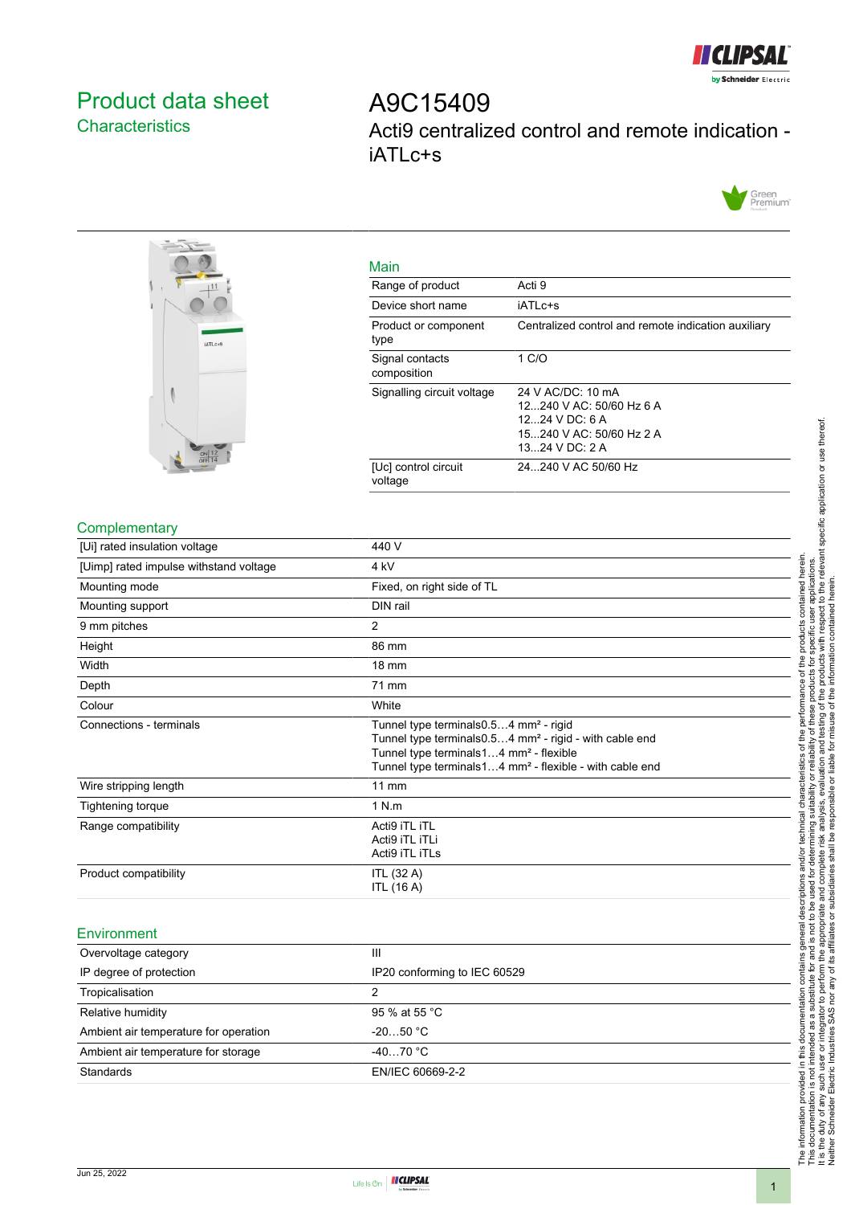# Product data sheet
## Characteristics

# A9C15409
Acti9 centralized control and remote indication - iATLc+s

### Main

| | |
|---|---|
| Range of product | Acti 9 |
| Device short name | iATLc+s |
| Product or component type | Centralized control and remote indication auxiliary |
| Signal contacts composition | 1 C/O |
| Signalling circuit voltage | 24 V AC/DC: 10 mA<br>12...240 V AC: 50/60 Hz 6 A<br>12...24 V DC: 6 A<br>15...240 V AC: 50/60 Hz 2 A<br>13...24 V DC: 2 A |
| [Uc] control circuit voltage | 24...240 V AC 50/60 Hz |

### Complementary

| | |
|---|---|
| [Ui] rated insulation voltage | 440 V |
| [Uimp] rated impulse withstand voltage | 4 kV |
| Mounting mode | Fixed, on right side of TL |
| Mounting support | DIN rail |
| 9 mm pitches | 2 |
| Height | 86 mm |
| Width | 18 mm |
| Depth | 71 mm |
| Colour | White |
| Connections - terminals | Tunnel type terminals0.5…4 mm² - rigid<br>Tunnel type terminals0.5…4 mm² - rigid - with cable end<br>Tunnel type terminals1…4 mm² - flexible<br>Tunnel type terminals1…4 mm² - flexible - with cable end |
| Wire stripping length | 11 mm |
| Tightening torque | 1 N.m |
| Range compatibility | Acti9 iTL iTL<br>Acti9 iTL iTLi<br>Acti9 iTL iTLs |
| Product compatibility | ITL (32 A)<br>ITL (16 A) |

### Environment

| | |
|---|---|
| Overvoltage category | III |
| IP degree of protection | IP20 conforming to IEC 60529 |
| Tropicalisation | 2 |
| Relative humidity | 95 % at 55 °C |
| Ambient air temperature for operation | -20…50 °C |
| Ambient air temperature for storage | -40…70 °C |
| Standards | EN/IEC 60669-2-2 |

The information provided in this documentation contains general descriptions and/or technical characteristics of the performance of the products contained herein. This documentation is not intended as a substitute for and is not to be used for determining suitability or reliability of these products for specific user applications. It is the duty of any such user or integrator to perform the appropriate and complete risk analysis, evaluation and testing of the products with respect to the relevant specific application or use thereof. Neither Schneider Electric Industries SAS nor any of its affiliates or subsidiaries shall be responsible or liable for misuse of the information contained herein.

Jun 25, 2022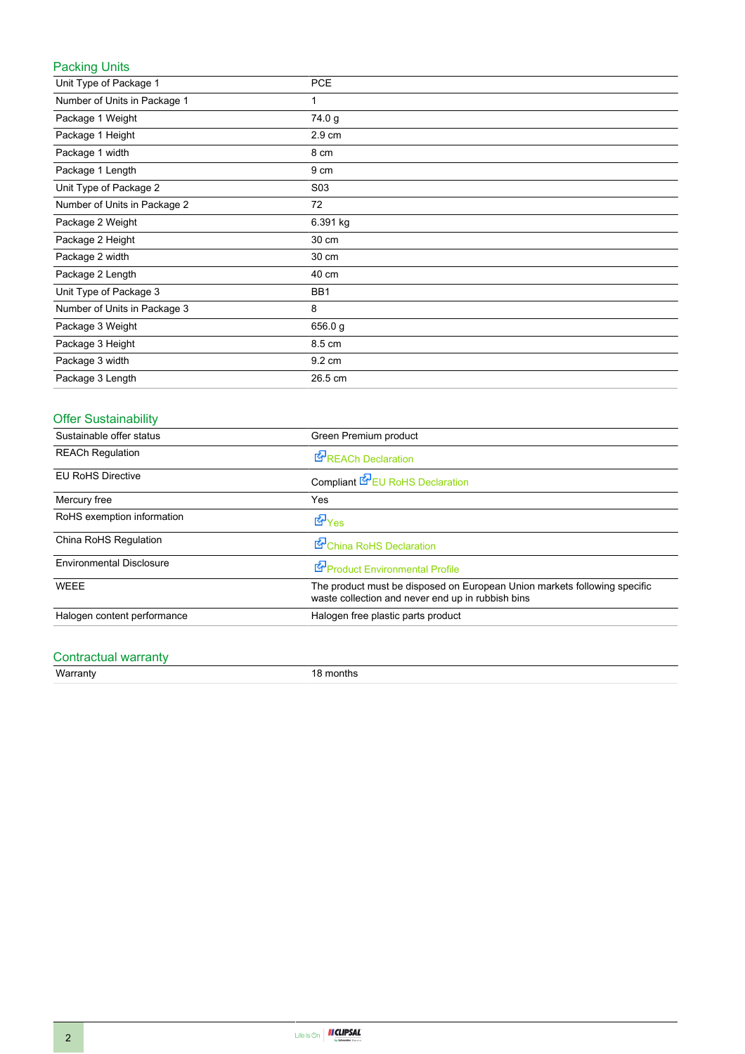## Packing Units

| | |
|---|---|
| Unit Type of Package 1 | PCE |
| Number of Units in Package 1 | 1 |
| Package 1 Weight | 74.0 g |
| Package 1 Height | 2.9 cm |
| Package 1 width | 8 cm |
| Package 1 Length | 9 cm |
| Unit Type of Package 2 | S03 |
| Number of Units in Package 2 | 72 |
| Package 2 Weight | 6.391 kg |
| Package 2 Height | 30 cm |
| Package 2 width | 30 cm |
| Package 2 Length | 40 cm |
| Unit Type of Package 3 | BB1 |
| Number of Units in Package 3 | 8 |
| Package 3 Weight | 656.0 g |
| Package 3 Height | 8.5 cm |
| Package 3 width | 9.2 cm |
| Package 3 Length | 26.5 cm |

## Offer Sustainability

| | |
|---|---|
| Sustainable offer status | Green Premium product |
| REACh Regulation | REACh Declaration |
| EU RoHS Directive | Compliant EU RoHS Declaration |
| Mercury free | Yes |
| RoHS exemption information | Yes |
| China RoHS Regulation | China RoHS Declaration |
| Environmental Disclosure | Product Environmental Profile |
| WEEE | The product must be disposed on European Union markets following specific waste collection and never end up in rubbish bins |
| Halogen content performance | Halogen free plastic parts product |

## Contractual warranty

| | |
|---|---|
| Warranty | 18 months |